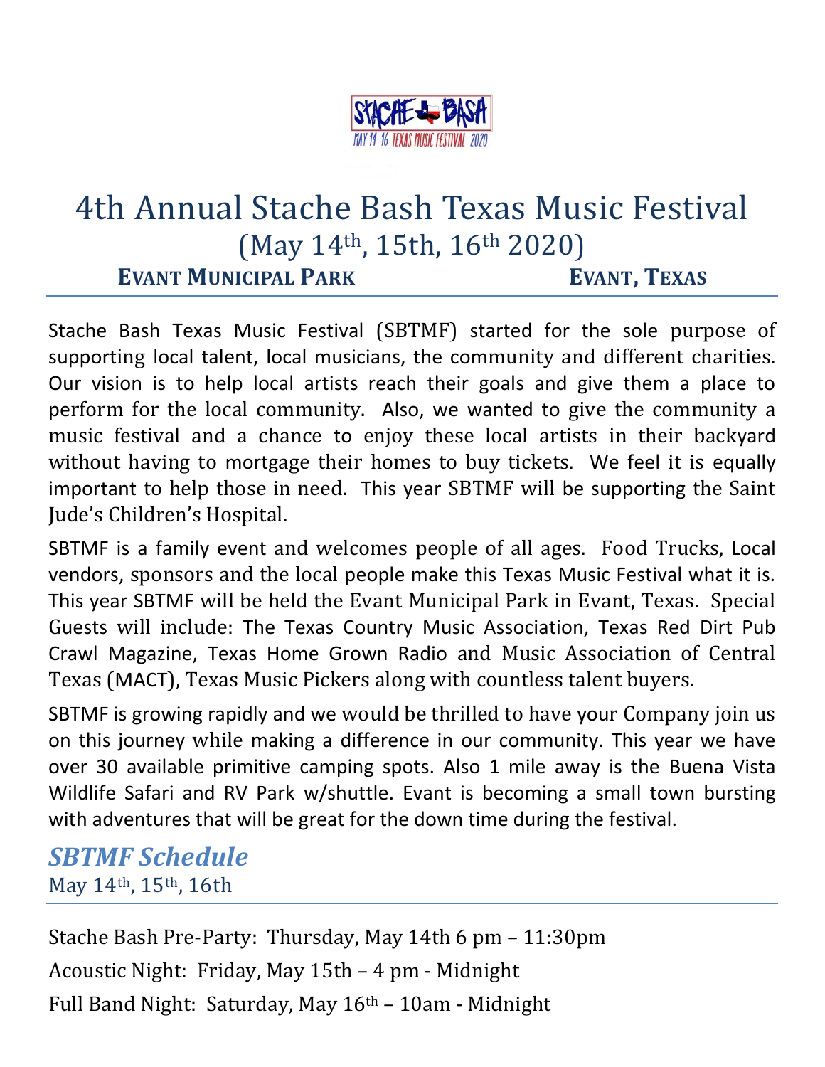# 4th Annual Stache Bash Texas Music Festival

(May 14th, 15th, 16th 2020)

**EVANT MUNICIPAL PARK** **EVANT, TEXAS**

Stache Bash Texas Music Festival (SBTMF) started for the sole purpose of supporting local talent, local musicians, the community and different charities. Our vision is to help local artists reach their goals and give them a place to perform for the local community. Also, we wanted to give the community a music festival and a chance to enjoy these local artists in their backyard without having to mortgage their homes to buy tickets. We feel it is equally important to help those in need. This year SBTMF will be supporting the Saint Jude's Children's Hospital.

SBTMF is a family event and welcomes people of all ages. Food Trucks, Local vendors, sponsors and the local people make this Texas Music Festival what it is. This year SBTMF will be held the Evant Municipal Park in Evant, Texas. Special Guests will include: The Texas Country Music Association, Texas Red Dirt Pub Crawl Magazine, Texas Home Grown Radio and Music Association of Central Texas (MACT), Texas Music Pickers along with countless talent buyers.

SBTMF is growing rapidly and we would be thrilled to have your Company join us on this journey while making a difference in our community. This year we have over 30 available primitive camping spots. Also 1 mile away is the Buena Vista Wildlife Safari and RV Park w/shuttle. Evant is becoming a small town bursting with adventures that will be great for the down time during the festival.

## *SBTMF Schedule*

May 14th, 15th, 16th

Stache Bash Pre-Party: Thursday, May 14th 6 pm – 11:30pm

Acoustic Night: Friday, May 15th – 4 pm - Midnight

Full Band Night: Saturday, May 16th – 10am - Midnight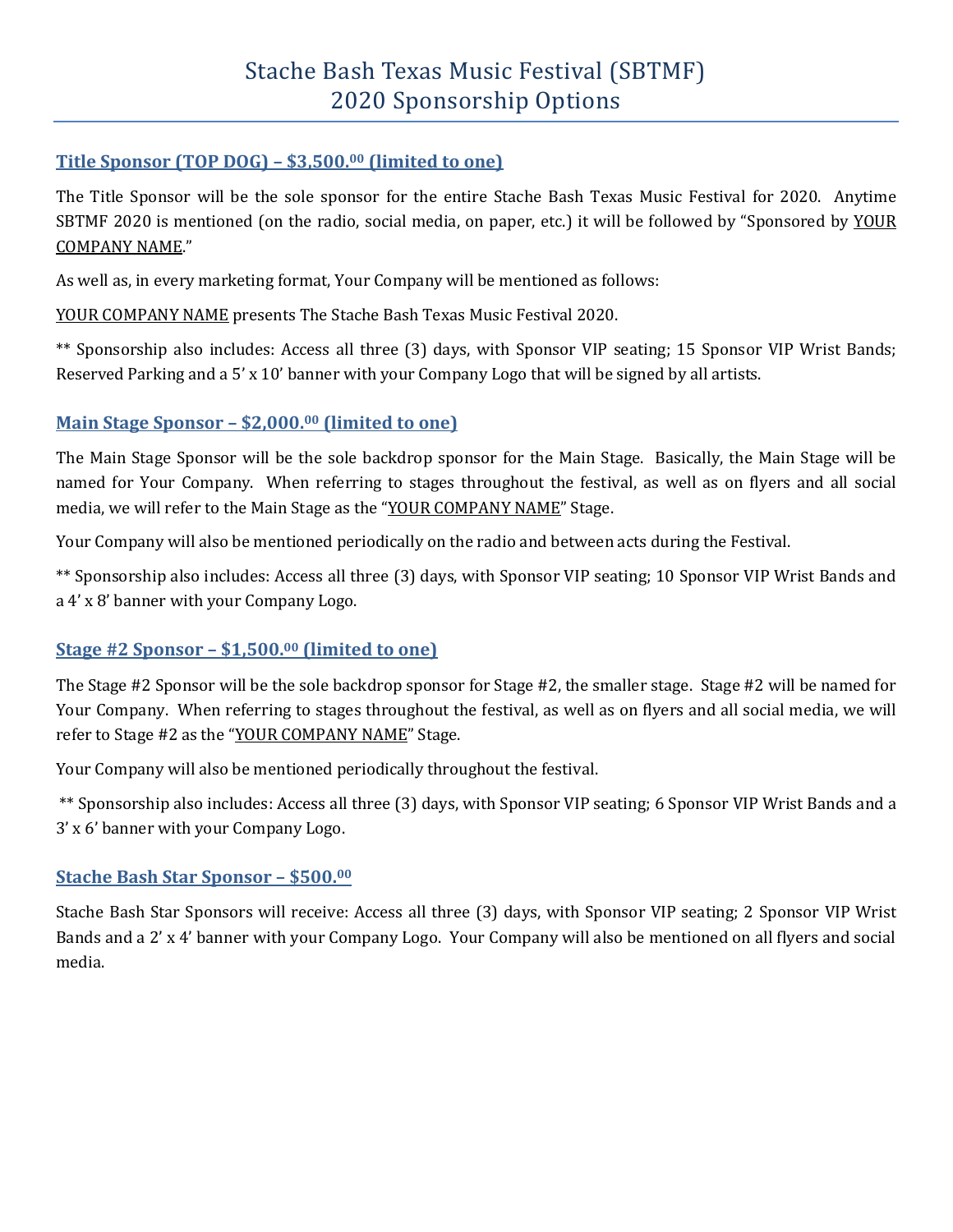# Stache Bash Texas Music Festival (SBTMF)
# 2020 Sponsorship Options

## Title Sponsor (TOP DOG) – $3,500.[00] (limited to one)

The Title Sponsor will be the sole sponsor for the entire Stache Bash Texas Music Festival for 2020. Anytime SBTMF 2020 is mentioned (on the radio, social media, on paper, etc.) it will be followed by "Sponsored by YOUR COMPANY NAME."

As well as, in every marketing format, Your Company will be mentioned as follows:

YOUR COMPANY NAME presents The Stache Bash Texas Music Festival 2020.

** Sponsorship also includes: Access all three (3) days, with Sponsor VIP seating; 15 Sponsor VIP Wrist Bands; Reserved Parking and a 5' x 10' banner with your Company Logo that will be signed by all artists.

## Main Stage Sponsor – $2,000.[00] (limited to one)

The Main Stage Sponsor will be the sole backdrop sponsor for the Main Stage. Basically, the Main Stage will be named for Your Company. When referring to stages throughout the festival, as well as on flyers and all social media, we will refer to the Main Stage as the "YOUR COMPANY NAME" Stage.

Your Company will also be mentioned periodically on the radio and between acts during the Festival.

** Sponsorship also includes: Access all three (3) days, with Sponsor VIP seating; 10 Sponsor VIP Wrist Bands and a 4' x 8' banner with your Company Logo.

## Stage #2 Sponsor – $1,500.[00] (limited to one)

The Stage #2 Sponsor will be the sole backdrop sponsor for Stage #2, the smaller stage. Stage #2 will be named for Your Company. When referring to stages throughout the festival, as well as on flyers and all social media, we will refer to Stage #2 as the "YOUR COMPANY NAME" Stage.

Your Company will also be mentioned periodically throughout the festival.

** Sponsorship also includes: Access all three (3) days, with Sponsor VIP seating; 6 Sponsor VIP Wrist Bands and a 3' x 6' banner with your Company Logo.

## Stache Bash Star Sponsor – $500.[00]

Stache Bash Star Sponsors will receive: Access all three (3) days, with Sponsor VIP seating; 2 Sponsor VIP Wrist Bands and a 2' x 4' banner with your Company Logo. Your Company will also be mentioned on all flyers and social media.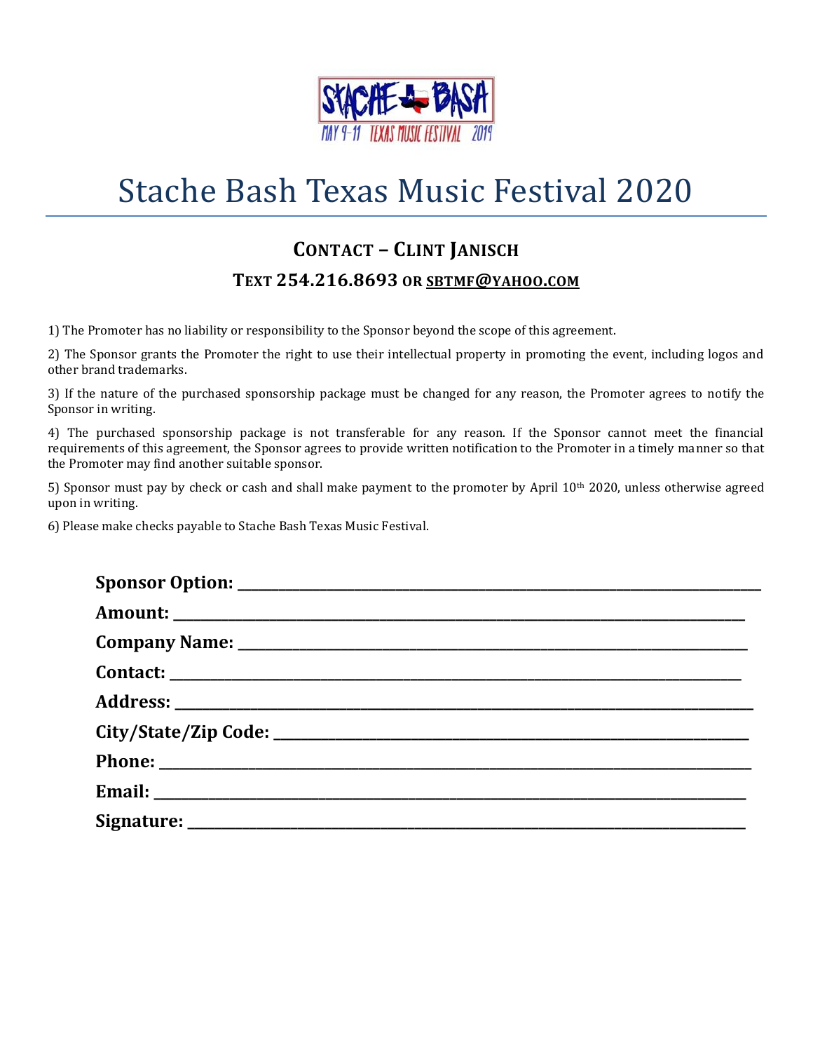# Stache Bash Texas Music Festival 2020

## CONTACT – CLINT JANISCH

### TEXT 254.216.8693 OR SBTMF@YAHOO.COM

1) The Promoter has no liability or responsibility to the Sponsor beyond the scope of this agreement.

2) The Sponsor grants the Promoter the right to use their intellectual property in promoting the event, including logos and other brand trademarks.

3) If the nature of the purchased sponsorship package must be changed for any reason, the Promoter agrees to notify the Sponsor in writing.

4) The purchased sponsorship package is not transferable for any reason. If the Sponsor cannot meet the financial requirements of this agreement, the Sponsor agrees to provide written notification to the Promoter in a timely manner so that the Promoter may find another suitable sponsor.

5) Sponsor must pay by check or cash and shall make payment to the promoter by April 10th 2020, unless otherwise agreed upon in writing.

6) Please make checks payable to Stache Bash Texas Music Festival.

**Sponsor Option:** ______________________________________________

**Amount:** ______________________________________________

**Company Name:** ______________________________________________

**Contact:** ______________________________________________

**Address:** ______________________________________________

**City/State/Zip Code:** ______________________________________________

**Phone:** ______________________________________________

**Email:** ______________________________________________

**Signature:** ______________________________________________